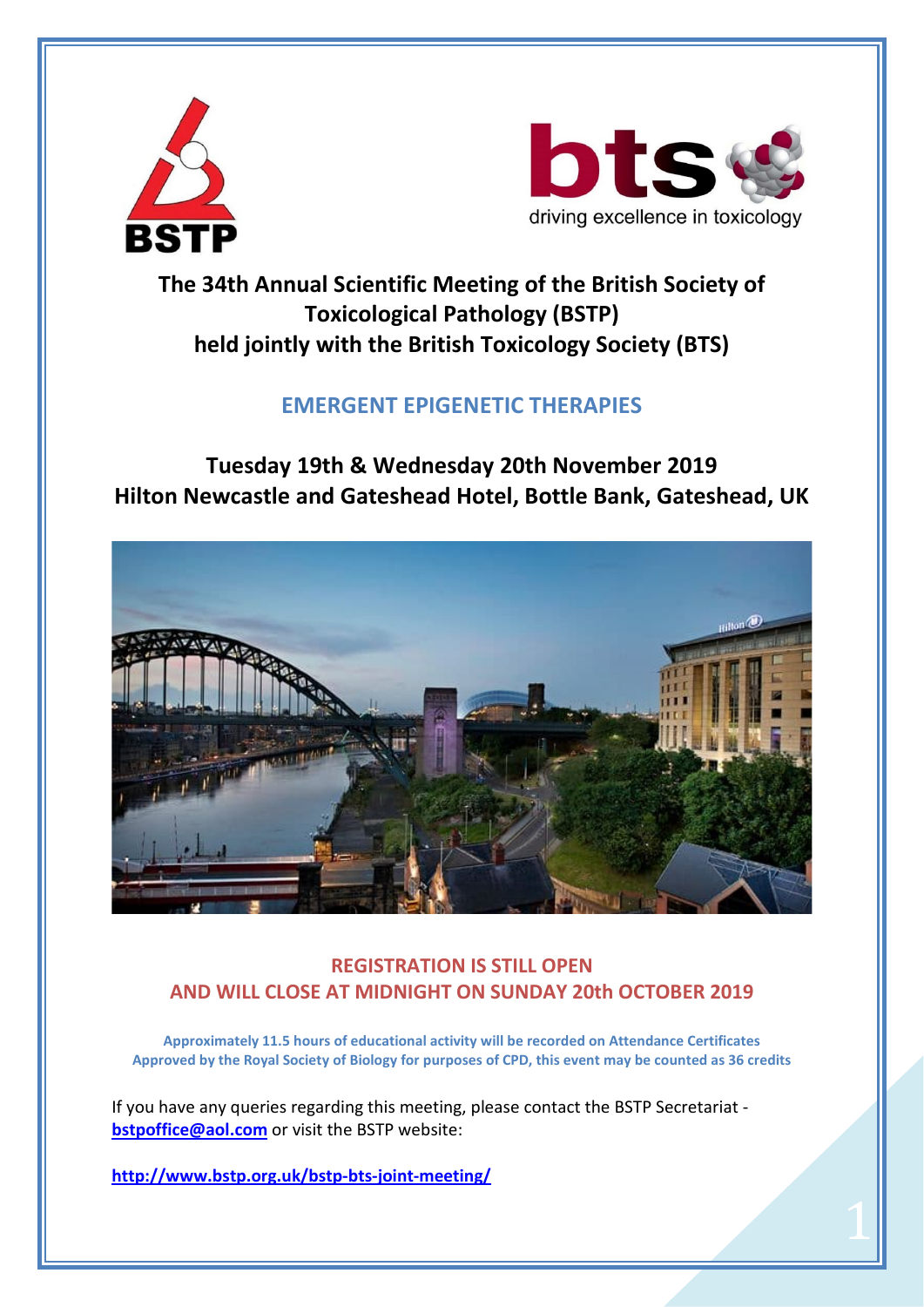# The 34th Annual Scientific Meeting of the British Society of Toxicological Pathology (BSTP) held jointly with the British Toxicology Society (BTS)

## EMERGENT EPIGENETIC THERAPIES

## Tuesday 19th & Wednesday 20th November 2019
## Hilton Newcastle and Gateshead Hotel, Bottle Bank, Gateshead, UK

**REGISTRATION IS STILL OPEN**
**AND WILL CLOSE AT MIDNIGHT ON SUNDAY 20th OCTOBER 2019**

**Approximately 11.5 hours of educational activity will be recorded on Attendance Certificates**
**Approved by the Royal Society of Biology for purposes of CPD, this event may be counted as 36 credits**

If you have any queries regarding this meeting, please contact the BSTP Secretariat - **bstpoffice@aol.com** or visit the BSTP website:

**http://www.bstp.org.uk/bstp-bts-joint-meeting/**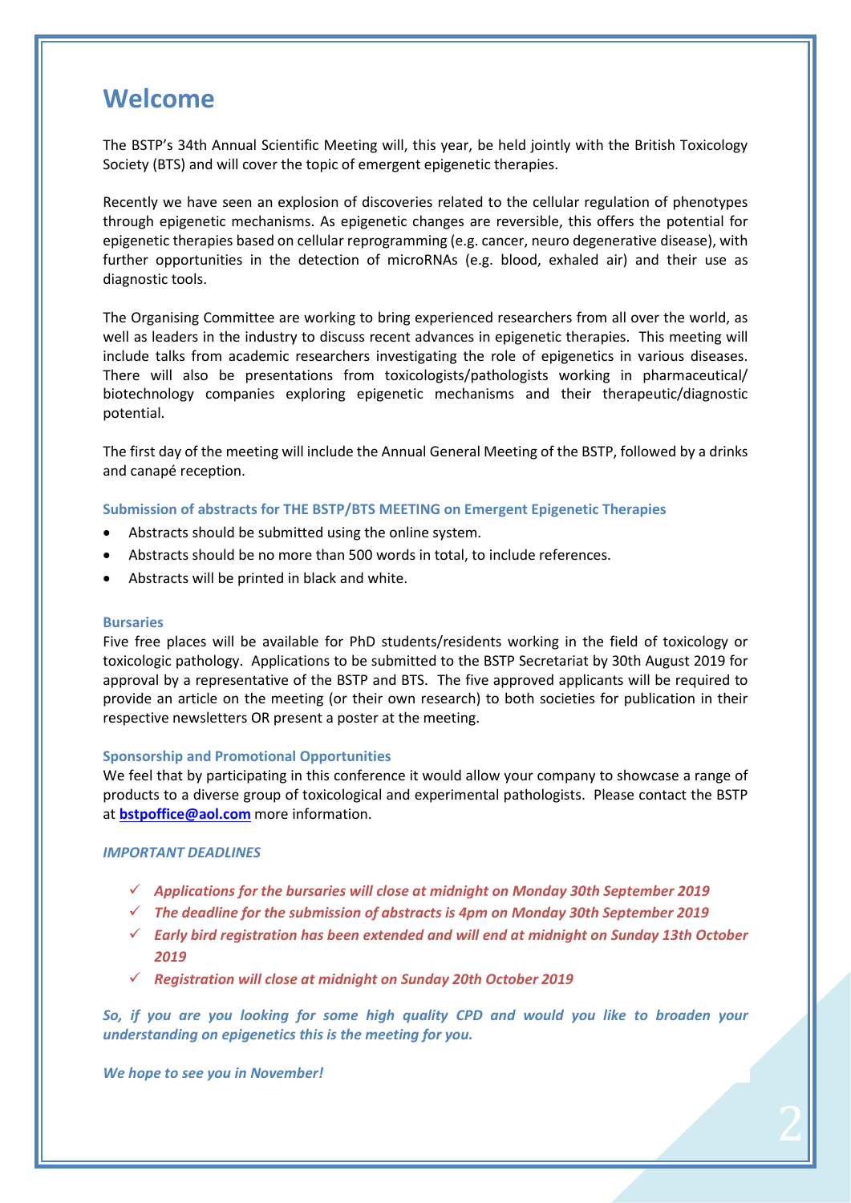# Welcome

The BSTP's 34th Annual Scientific Meeting will, this year, be held jointly with the British Toxicology Society (BTS) and will cover the topic of emergent epigenetic therapies.

Recently we have seen an explosion of discoveries related to the cellular regulation of phenotypes through epigenetic mechanisms. As epigenetic changes are reversible, this offers the potential for epigenetic therapies based on cellular reprogramming (e.g. cancer, neuro degenerative disease), with further opportunities in the detection of microRNAs (e.g. blood, exhaled air) and their use as diagnostic tools.

The Organising Committee are working to bring experienced researchers from all over the world, as well as leaders in the industry to discuss recent advances in epigenetic therapies. This meeting will include talks from academic researchers investigating the role of epigenetics in various diseases. There will also be presentations from toxicologists/pathologists working in pharmaceutical/ biotechnology companies exploring epigenetic mechanisms and their therapeutic/diagnostic potential.

The first day of the meeting will include the Annual General Meeting of the BSTP, followed by a drinks and canapé reception.

### Submission of abstracts for THE BSTP/BTS MEETING on Emergent Epigenetic Therapies

- Abstracts should be submitted using the online system.
- Abstracts should be no more than 500 words in total, to include references.
- Abstracts will be printed in black and white.

### Bursaries

Five free places will be available for PhD students/residents working in the field of toxicology or toxicologic pathology. Applications to be submitted to the BSTP Secretariat by 30th August 2019 for approval by a representative of the BSTP and BTS. The five approved applicants will be required to provide an article on the meeting (or their own research) to both societies for publication in their respective newsletters OR present a poster at the meeting.

### Sponsorship and Promotional Opportunities

We feel that by participating in this conference it would allow your company to showcase a range of products to a diverse group of toxicological and experimental pathologists. Please contact the BSTP at **bstpoffice@aol.com** more information.

***IMPORTANT DEADLINES***

- ✓ ***Applications for the bursaries will close at midnight on Monday 30th September 2019***
- ✓ ***The deadline for the submission of abstracts is 4pm on Monday 30th September 2019***
- ✓ ***Early bird registration has been extended and will end at midnight on Sunday 13th October 2019***
- ✓ ***Registration will close at midnight on Sunday 20th October 2019***

***So, if you are you looking for some high quality CPD and would you like to broaden your understanding on epigenetics this is the meeting for you.***

***We hope to see you in November!***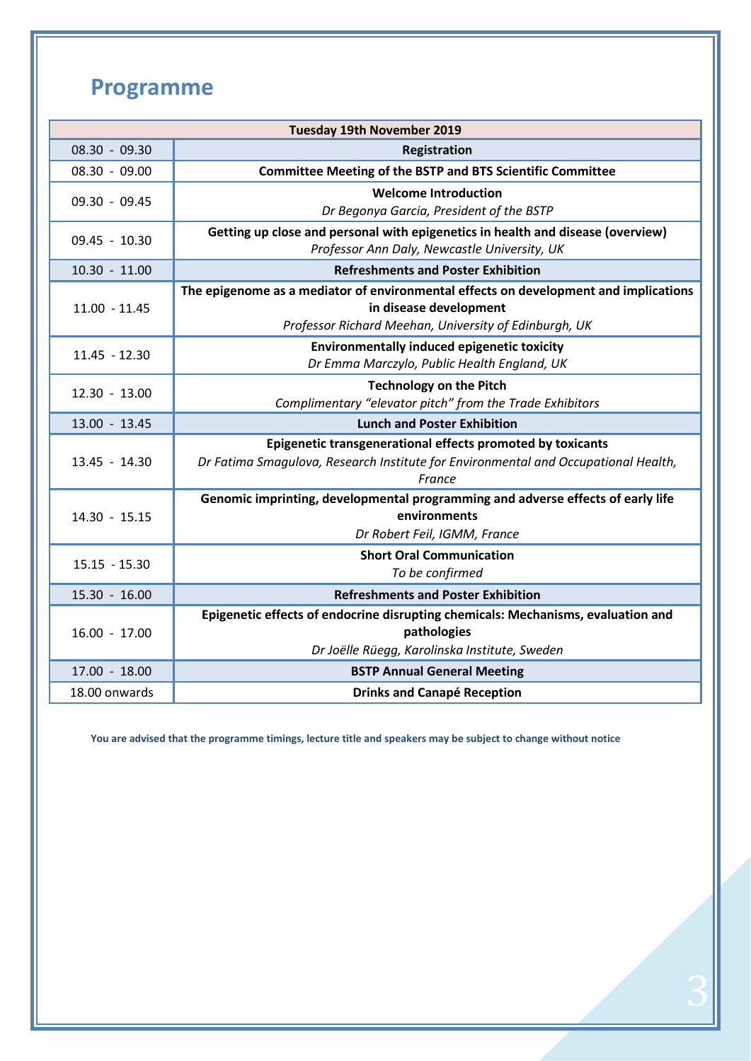# Programme

| Tuesday 19th November 2019 | |
|---|---|
| 08.30 - 09.30 | **Registration** |
| 08.30 - 09.00 | **Committee Meeting of the BSTP and BTS Scientific Committee** |
| 09.30 - 09.45 | **Welcome Introduction**<br>*Dr Begonya Garcia, President of the BSTP* |
| 09.45 - 10.30 | **Getting up close and personal with epigenetics in health and disease (overview)**<br>*Professor Ann Daly, Newcastle University, UK* |
| 10.30 - 11.00 | **Refreshments and Poster Exhibition** |
| 11.00 - 11.45 | **The epigenome as a mediator of environmental effects on development and implications in disease development**<br>*Professor Richard Meehan, University of Edinburgh, UK* |
| 11.45 - 12.30 | **Environmentally induced epigenetic toxicity**<br>*Dr Emma Marczylo, Public Health England, UK* |
| 12.30 - 13.00 | **Technology on the Pitch**<br>*Complimentary "elevator pitch" from the Trade Exhibitors* |
| 13.00 - 13.45 | **Lunch and Poster Exhibition** |
| 13.45 - 14.30 | **Epigenetic transgenerational effects promoted by toxicants**<br>*Dr Fatima Smagulova, Research Institute for Environmental and Occupational Health, France* |
| 14.30 - 15.15 | **Genomic imprinting, developmental programming and adverse effects of early life environments**<br>*Dr Robert Feil, IGMM, France* |
| 15.15 - 15.30 | **Short Oral Communication**<br>*To be confirmed* |
| 15.30 - 16.00 | **Refreshments and Poster Exhibition** |
| 16.00 - 17.00 | **Epigenetic effects of endocrine disrupting chemicals: Mechanisms, evaluation and pathologies**<br>*Dr Joëlle Rüegg, Karolinska Institute, Sweden* |
| 17.00 - 18.00 | **BSTP Annual General Meeting** |
| 18.00 onwards | **Drinks and Canapé Reception** |

**You are advised that the programme timings, lecture title and speakers may be subject to change without notice**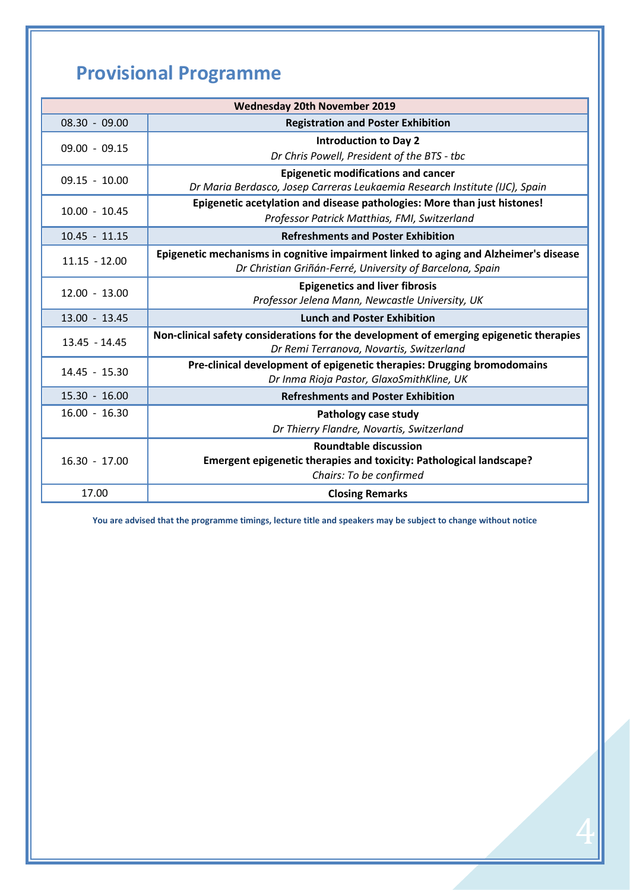## Provisional Programme

| Wednesday 20th November 2019 | |
|---|---|
| 08.30 - 09.00 | **Registration and Poster Exhibition** |
| 09.00 - 09.15 | **Introduction to Day 2**<br>*Dr Chris Powell, President of the BTS - tbc* |
| 09.15 - 10.00 | **Epigenetic modifications and cancer**<br>*Dr Maria Berdasco, Josep Carreras Leukaemia Research Institute (IJC), Spain* |
| 10.00 - 10.45 | **Epigenetic acetylation and disease pathologies: More than just histones!**<br>*Professor Patrick Matthias, FMI, Switzerland* |
| 10.45 - 11.15 | **Refreshments and Poster Exhibition** |
| 11.15 - 12.00 | **Epigenetic mechanisms in cognitive impairment linked to aging and Alzheimer's disease**<br>*Dr Christian Griñán-Ferré, University of Barcelona, Spain* |
| 12.00 - 13.00 | **Epigenetics and liver fibrosis**<br>*Professor Jelena Mann, Newcastle University, UK* |
| 13.00 - 13.45 | **Lunch and Poster Exhibition** |
| 13.45 - 14.45 | **Non-clinical safety considerations for the development of emerging epigenetic therapies**<br>*Dr Remi Terranova, Novartis, Switzerland* |
| 14.45 - 15.30 | **Pre-clinical development of epigenetic therapies: Drugging bromodomains**<br>*Dr Inma Rioja Pastor, GlaxoSmithKline, UK* |
| 15.30 - 16.00 | **Refreshments and Poster Exhibition** |
| 16.00 - 16.30 | **Pathology case study**<br>*Dr Thierry Flandre, Novartis, Switzerland* |
| 16.30 - 17.00 | **Roundtable discussion**<br>**Emergent epigenetic therapies and toxicity: Pathological landscape?**<br>*Chairs: To be confirmed* |
| 17.00 | **Closing Remarks** |

**You are advised that the programme timings, lecture title and speakers may be subject to change without notice**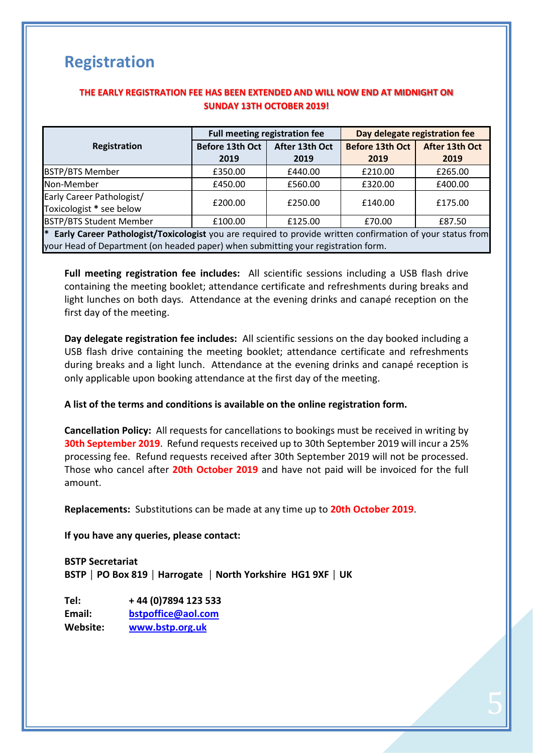## Registration

**THE EARLY REGISTRATION FEE HAS BEEN EXTENDED AND WILL NOW END AT MIDNIGHT ON SUNDAY 13TH OCTOBER 2019!**

| Registration | Full meeting registration fee | | Day delegate registration fee | |
|---|---|---|---|---|
| | Before 13th Oct 2019 | After 13th Oct 2019 | Before 13th Oct 2019 | After 13th Oct 2019 |
| BSTP/BTS Member | £350.00 | £440.00 | £210.00 | £265.00 |
| Non-Member | £450.00 | £560.00 | £320.00 | £400.00 |
| Early Career Pathologist/ Toxicologist * see below | £200.00 | £250.00 | £140.00 | £175.00 |
| BSTP/BTS Student Member | £100.00 | £125.00 | £70.00 | £87.50 |

* **Early Career Pathologist/Toxicologist** you are required to provide written confirmation of your status from your Head of Department (on headed paper) when submitting your registration form.

**Full meeting registration fee includes:** All scientific sessions including a USB flash drive containing the meeting booklet; attendance certificate and refreshments during breaks and light lunches on both days. Attendance at the evening drinks and canapé reception on the first day of the meeting.

**Day delegate registration fee includes:** All scientific sessions on the day booked including a USB flash drive containing the meeting booklet; attendance certificate and refreshments during breaks and a light lunch. Attendance at the evening drinks and canapé reception is only applicable upon booking attendance at the first day of the meeting.

**A list of the terms and conditions is available on the online registration form.**

**Cancellation Policy:** All requests for cancellations to bookings must be received in writing by **30th September 2019**. Refund requests received up to 30th September 2019 will incur a 25% processing fee. Refund requests received after 30th September 2019 will not be processed. Those who cancel after **20th October 2019** and have not paid will be invoiced for the full amount.

**Replacements:** Substitutions can be made at any time up to **20th October 2019**.

**If you have any queries, please contact:**

**BSTP Secretariat**
**BSTP | PO Box 819 | Harrogate | North Yorkshire HG1 9XF | UK**

**Tel:** + 44 (0)7894 123 533
**Email:** [bstpoffice@aol.com](mailto:bstpoffice@aol.com)
**Website:** [www.bstp.org.uk](http://www.bstp.org.uk)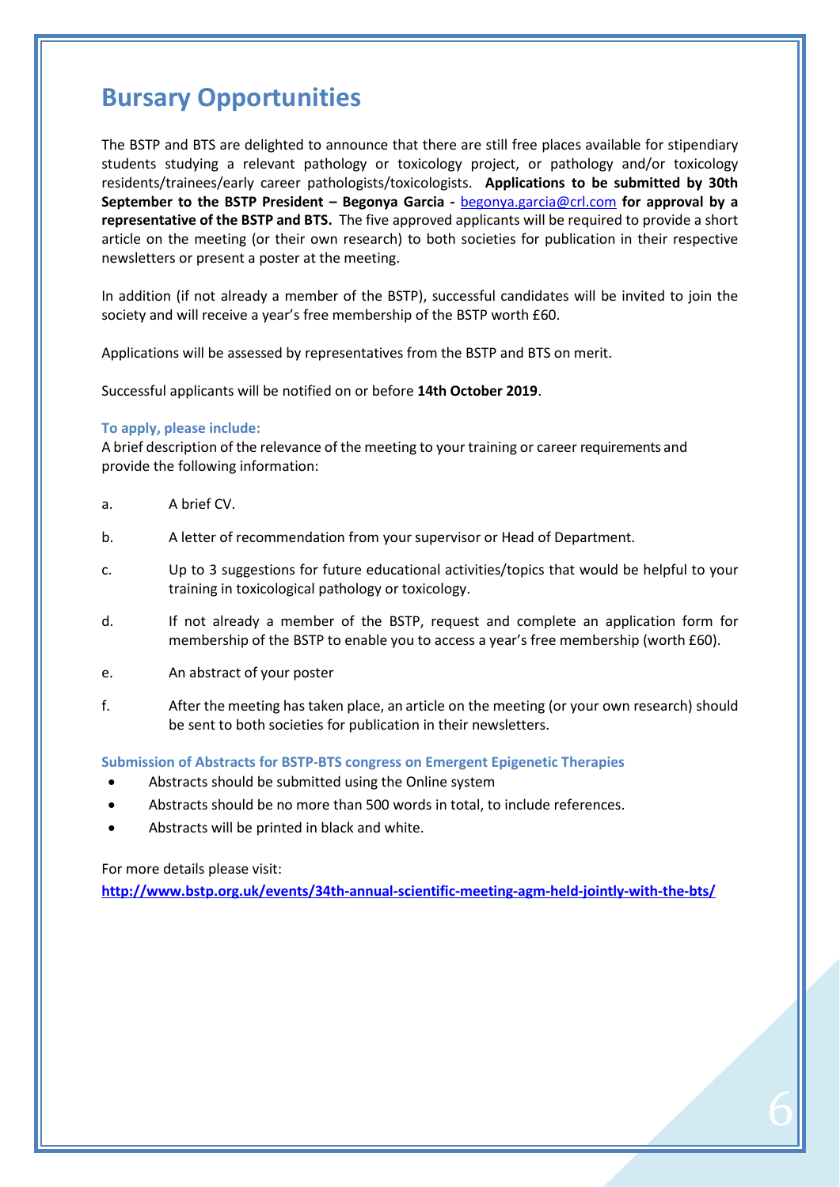# Bursary Opportunities

The BSTP and BTS are delighted to announce that there are still free places available for stipendiary students studying a relevant pathology or toxicology project, or pathology and/or toxicology residents/trainees/early career pathologists/toxicologists. **Applications to be submitted by 30th September to the BSTP President – Begonya Garcia -** begonya.garcia@crl.com **for approval by a representative of the BSTP and BTS.** The five approved applicants will be required to provide a short article on the meeting (or their own research) to both societies for publication in their respective newsletters or present a poster at the meeting.

In addition (if not already a member of the BSTP), successful candidates will be invited to join the society and will receive a year's free membership of the BSTP worth £60.

Applications will be assessed by representatives from the BSTP and BTS on merit.

Successful applicants will be notified on or before **14th October 2019**.

### To apply, please include:

A brief description of the relevance of the meeting to your training or career requirements and provide the following information:

a. A brief CV.

b. A letter of recommendation from your supervisor or Head of Department.

c. Up to 3 suggestions for future educational activities/topics that would be helpful to your training in toxicological pathology or toxicology.

d. If not already a member of the BSTP, request and complete an application form for membership of the BSTP to enable you to access a year's free membership (worth £60).

e. An abstract of your poster

f. After the meeting has taken place, an article on the meeting (or your own research) should be sent to both societies for publication in their newsletters.

### Submission of Abstracts for BSTP-BTS congress on Emergent Epigenetic Therapies

- Abstracts should be submitted using the Online system
- Abstracts should be no more than 500 words in total, to include references.
- Abstracts will be printed in black and white.

For more details please visit:
**http://www.bstp.org.uk/events/34th-annual-scientific-meeting-agm-held-jointly-with-the-bts/**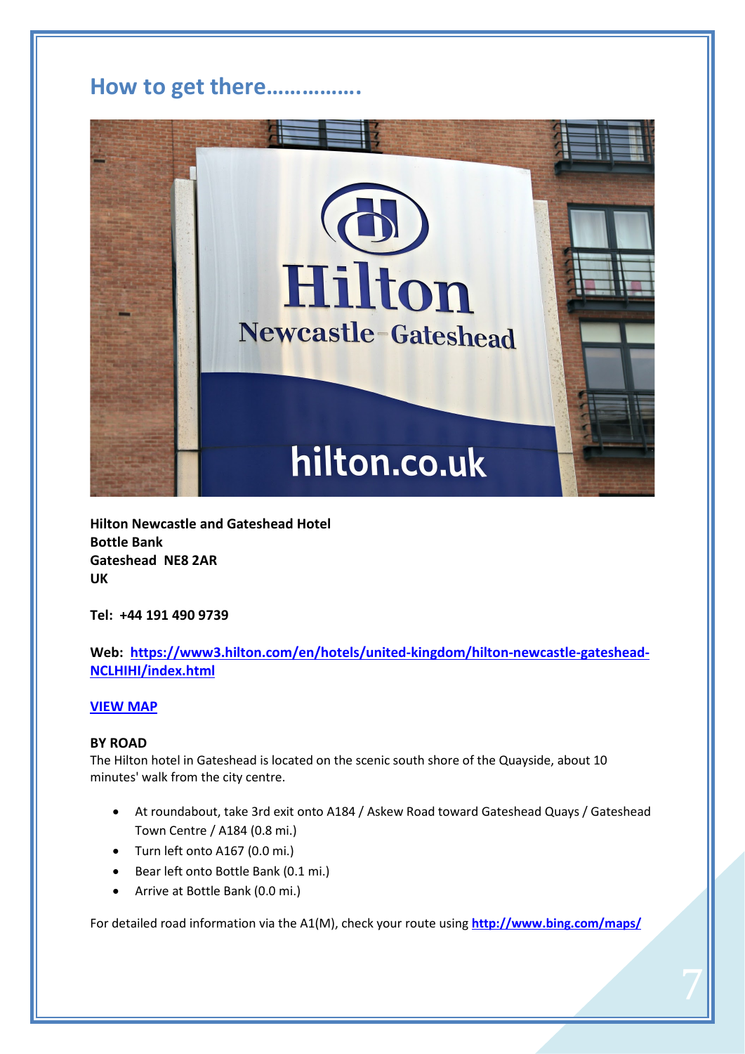## How to get there…………….

**Hilton Newcastle and Gateshead Hotel**
**Bottle Bank**
**Gateshead NE8 2AR**
**UK**

**Tel: +44 191 490 9739**

**Web: [https://www3.hilton.com/en/hotels/united-kingdom/hilton-newcastle-gateshead-NCLHIHI/index.html](https://www3.hilton.com/en/hotels/united-kingdom/hilton-newcastle-gateshead-NCLHIHI/index.html)**

**VIEW MAP**

**BY ROAD**
The Hilton hotel in Gateshead is located on the scenic south shore of the Quayside, about 10 minutes' walk from the city centre.

- At roundabout, take 3rd exit onto A184 / Askew Road toward Gateshead Quays / Gateshead Town Centre / A184 (0.8 mi.)
- Turn left onto A167 (0.0 mi.)
- Bear left onto Bottle Bank (0.1 mi.)
- Arrive at Bottle Bank (0.0 mi.)

For detailed road information via the A1(M), check your route using **[http://www.bing.com/maps/](http://www.bing.com/maps/)**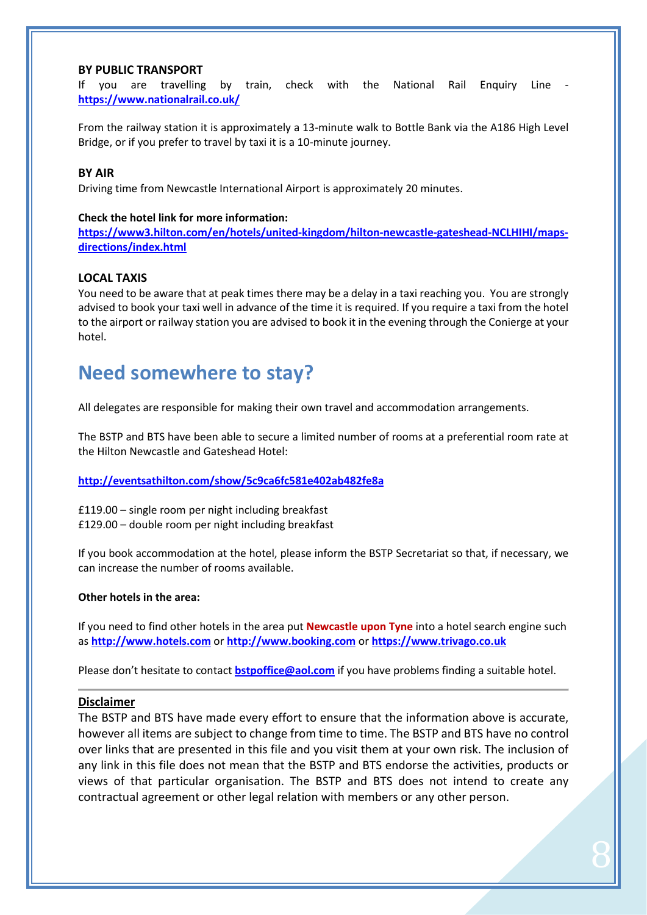**BY PUBLIC TRANSPORT**

If you are travelling by train, check with the National Rail Enquiry Line - **https://www.nationalrail.co.uk/**

From the railway station it is approximately a 13-minute walk to Bottle Bank via the A186 High Level Bridge, or if you prefer to travel by taxi it is a 10-minute journey.

**BY AIR**

Driving time from Newcastle International Airport is approximately 20 minutes.

**Check the hotel link for more information:**

**https://www3.hilton.com/en/hotels/united-kingdom/hilton-newcastle-gateshead-NCLHIHI/maps-directions/index.html**

**LOCAL TAXIS**

You need to be aware that at peak times there may be a delay in a taxi reaching you. You are strongly advised to book your taxi well in advance of the time it is required. If you require a taxi from the hotel to the airport or railway station you are advised to book it in the evening through the Conierge at your hotel.

## Need somewhere to stay?

All delegates are responsible for making their own travel and accommodation arrangements.

The BSTP and BTS have been able to secure a limited number of rooms at a preferential room rate at the Hilton Newcastle and Gateshead Hotel:

**http://eventsathilton.com/show/5c9ca6fc581e402ab482fe8a**

£119.00 – single room per night including breakfast
£129.00 – double room per night including breakfast

If you book accommodation at the hotel, please inform the BSTP Secretariat so that, if necessary, we can increase the number of rooms available.

**Other hotels in the area:**

If you need to find other hotels in the area put **Newcastle upon Tyne** into a hotel search engine such as **http://www.hotels.com** or **http://www.booking.com** or **https://www.trivago.co.uk**

Please don't hesitate to contact **bstpoffice@aol.com** if you have problems finding a suitable hotel.

---

**Disclaimer**

The BSTP and BTS have made every effort to ensure that the information above is accurate, however all items are subject to change from time to time. The BSTP and BTS have no control over links that are presented in this file and you visit them at your own risk. The inclusion of any link in this file does not mean that the BSTP and BTS endorse the activities, products or views of that particular organisation. The BSTP and BTS does not intend to create any contractual agreement or other legal relation with members or any other person.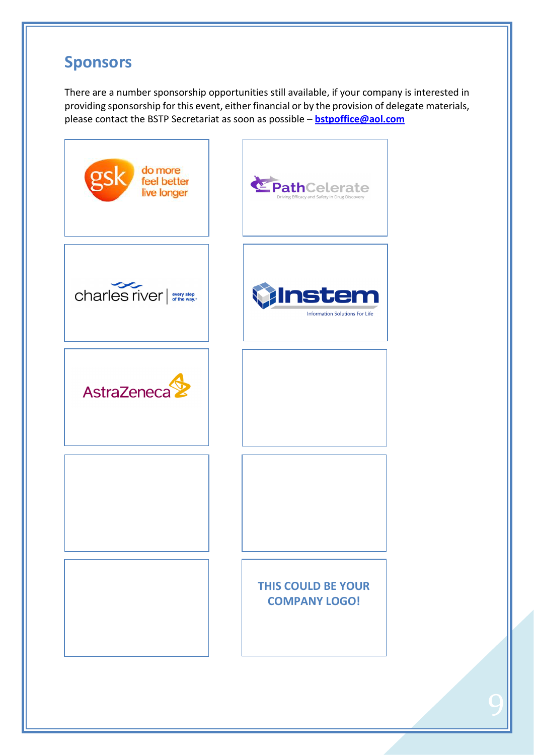## Sponsors

There are a number sponsorship opportunities still available, if your company is interested in providing sponsorship for this event, either financial or by the provision of delegate materials, please contact the BSTP Secretariat as soon as possible – **bstpoffice@aol.com**

gsk do more feel better live longer

PathCelerate Driving Efficacy and Safety in Drug Discovery

charles river every step of the way.

Instem Information Solutions For Life

AstraZeneca

**THIS COULD BE YOUR COMPANY LOGO!**